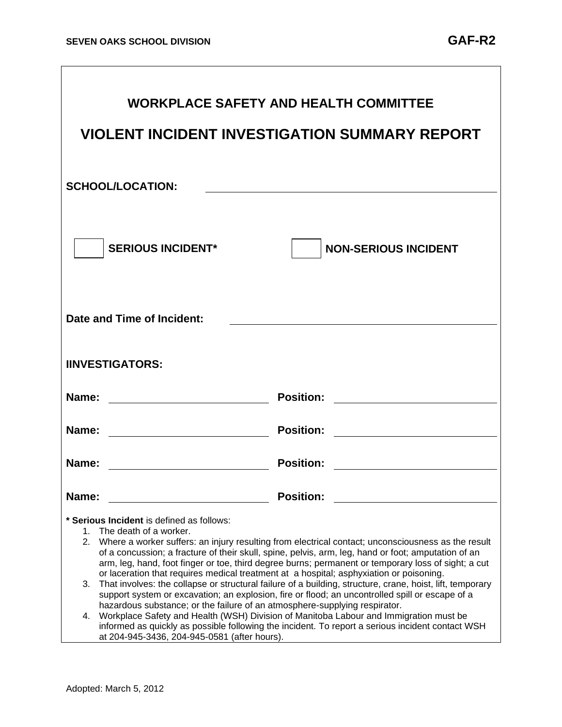SEVEN OAKS SCHOOL DIVISION **GAF-R2**

## WORKPLACE SAFETY AND HEALTH COMMITTEE

# VIOLENT INCIDENT INVESTIGATION SUMMARY REPORT

**SCHOOL/LOCATION:** ______________________________

☐ **SERIOUS INCIDENT*** ☐ **NON-SERIOUS INCIDENT**

**Date and Time of Incident:** ______________________________

**IINVESTIGATORS:**

**Name:** ____________________ **Position:** ____________________

**Name:** ____________________ **Position:** ____________________

**Name:** ____________________ **Position:** ____________________

**Name:** ____________________ **Position:** ____________________

**\* Serious Incident** is defined as follows:

1. The death of a worker.
2. Where a worker suffers: an injury resulting from electrical contact; unconsciousness as the result of a concussion; a fracture of their skull, spine, pelvis, arm, leg, hand or foot; amputation of an arm, leg, hand, foot finger or toe, third degree burns; permanent or temporary loss of sight; a cut or laceration that requires medical treatment at a hospital; asphyxiation or poisoning.
3. That involves: the collapse or structural failure of a building, structure, crane, hoist, lift, temporary support system or excavation; an explosion, fire or flood; an uncontrolled spill or escape of a hazardous substance; or the failure of an atmosphere-supplying respirator.
4. Workplace Safety and Health (WSH) Division of Manitoba Labour and Immigration must be informed as quickly as possible following the incident. To report a serious incident contact WSH at 204-945-3436, 204-945-0581 (after hours).

Adopted: March 5, 2012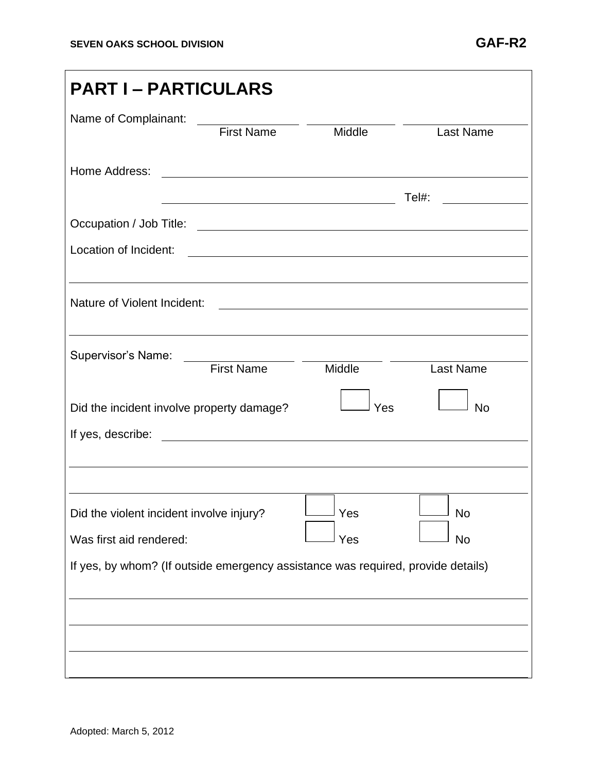# PART I – PARTICULARS

Name of Complainant: ____________________ ____________________ ____________________

First Name Middle Last Name

Home Address: ______________________________________________

______________________________________________ Tel#: ______________

Occupation / Job Title: ______________________________________________

Location of Incident: ______________________________________________

______________________________________________

Nature of Violent Incident: ______________________________________________

______________________________________________

Supervisor's Name: ____________________ ____________________ ____________________

First Name Middle Last Name

Did the incident involve property damage? ☐ Yes ☐ No

If yes, describe: ______________________________________________

______________________________________________

______________________________________________

Did the violent incident involve injury? ☐ Yes ☐ No

Was first aid rendered: ☐ Yes ☐ No

If yes, by whom? (If outside emergency assistance was required, provide details)

______________________________________________

______________________________________________

______________________________________________

______________________________________________

Adopted: March 5, 2012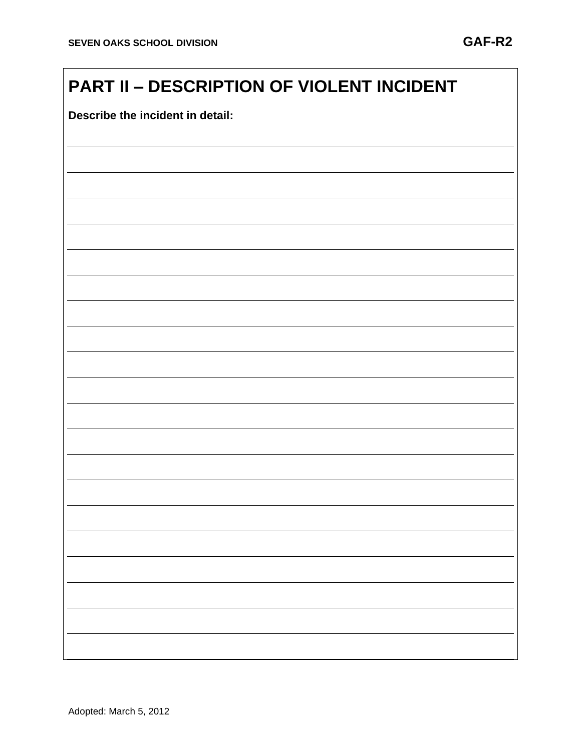## PART II – DESCRIPTION OF VIOLENT INCIDENT

**Describe the incident in detail:**

\_\_\_\_\_\_\_\_\_\_\_\_\_\_\_\_\_\_\_\_\_\_\_\_\_\_\_\_\_\_\_\_\_\_\_\_\_\_\_\_\_\_\_\_\_\_\_\_\_\_\_\_\_\_\_\_\_\_\_\_\_\_\_\_\_\_\_\_\_\_\_\_\_\_\_\_

\_\_\_\_\_\_\_\_\_\_\_\_\_\_\_\_\_\_\_\_\_\_\_\_\_\_\_\_\_\_\_\_\_\_\_\_\_\_\_\_\_\_\_\_\_\_\_\_\_\_\_\_\_\_\_\_\_\_\_\_\_\_\_\_\_\_\_\_\_\_\_\_\_\_\_\_

\_\_\_\_\_\_\_\_\_\_\_\_\_\_\_\_\_\_\_\_\_\_\_\_\_\_\_\_\_\_\_\_\_\_\_\_\_\_\_\_\_\_\_\_\_\_\_\_\_\_\_\_\_\_\_\_\_\_\_\_\_\_\_\_\_\_\_\_\_\_\_\_\_\_\_\_

\_\_\_\_\_\_\_\_\_\_\_\_\_\_\_\_\_\_\_\_\_\_\_\_\_\_\_\_\_\_\_\_\_\_\_\_\_\_\_\_\_\_\_\_\_\_\_\_\_\_\_\_\_\_\_\_\_\_\_\_\_\_\_\_\_\_\_\_\_\_\_\_\_\_\_\_

\_\_\_\_\_\_\_\_\_\_\_\_\_\_\_\_\_\_\_\_\_\_\_\_\_\_\_\_\_\_\_\_\_\_\_\_\_\_\_\_\_\_\_\_\_\_\_\_\_\_\_\_\_\_\_\_\_\_\_\_\_\_\_\_\_\_\_\_\_\_\_\_\_\_\_\_

\_\_\_\_\_\_\_\_\_\_\_\_\_\_\_\_\_\_\_\_\_\_\_\_\_\_\_\_\_\_\_\_\_\_\_\_\_\_\_\_\_\_\_\_\_\_\_\_\_\_\_\_\_\_\_\_\_\_\_\_\_\_\_\_\_\_\_\_\_\_\_\_\_\_\_\_

\_\_\_\_\_\_\_\_\_\_\_\_\_\_\_\_\_\_\_\_\_\_\_\_\_\_\_\_\_\_\_\_\_\_\_\_\_\_\_\_\_\_\_\_\_\_\_\_\_\_\_\_\_\_\_\_\_\_\_\_\_\_\_\_\_\_\_\_\_\_\_\_\_\_\_\_

\_\_\_\_\_\_\_\_\_\_\_\_\_\_\_\_\_\_\_\_\_\_\_\_\_\_\_\_\_\_\_\_\_\_\_\_\_\_\_\_\_\_\_\_\_\_\_\_\_\_\_\_\_\_\_\_\_\_\_\_\_\_\_\_\_\_\_\_\_\_\_\_\_\_\_\_

\_\_\_\_\_\_\_\_\_\_\_\_\_\_\_\_\_\_\_\_\_\_\_\_\_\_\_\_\_\_\_\_\_\_\_\_\_\_\_\_\_\_\_\_\_\_\_\_\_\_\_\_\_\_\_\_\_\_\_\_\_\_\_\_\_\_\_\_\_\_\_\_\_\_\_\_

\_\_\_\_\_\_\_\_\_\_\_\_\_\_\_\_\_\_\_\_\_\_\_\_\_\_\_\_\_\_\_\_\_\_\_\_\_\_\_\_\_\_\_\_\_\_\_\_\_\_\_\_\_\_\_\_\_\_\_\_\_\_\_\_\_\_\_\_\_\_\_\_\_\_\_\_

\_\_\_\_\_\_\_\_\_\_\_\_\_\_\_\_\_\_\_\_\_\_\_\_\_\_\_\_\_\_\_\_\_\_\_\_\_\_\_\_\_\_\_\_\_\_\_\_\_\_\_\_\_\_\_\_\_\_\_\_\_\_\_\_\_\_\_\_\_\_\_\_\_\_\_\_

\_\_\_\_\_\_\_\_\_\_\_\_\_\_\_\_\_\_\_\_\_\_\_\_\_\_\_\_\_\_\_\_\_\_\_\_\_\_\_\_\_\_\_\_\_\_\_\_\_\_\_\_\_\_\_\_\_\_\_\_\_\_\_\_\_\_\_\_\_\_\_\_\_\_\_\_

\_\_\_\_\_\_\_\_\_\_\_\_\_\_\_\_\_\_\_\_\_\_\_\_\_\_\_\_\_\_\_\_\_\_\_\_\_\_\_\_\_\_\_\_\_\_\_\_\_\_\_\_\_\_\_\_\_\_\_\_\_\_\_\_\_\_\_\_\_\_\_\_\_\_\_\_

\_\_\_\_\_\_\_\_\_\_\_\_\_\_\_\_\_\_\_\_\_\_\_\_\_\_\_\_\_\_\_\_\_\_\_\_\_\_\_\_\_\_\_\_\_\_\_\_\_\_\_\_\_\_\_\_\_\_\_\_\_\_\_\_\_\_\_\_\_\_\_\_\_\_\_\_

\_\_\_\_\_\_\_\_\_\_\_\_\_\_\_\_\_\_\_\_\_\_\_\_\_\_\_\_\_\_\_\_\_\_\_\_\_\_\_\_\_\_\_\_\_\_\_\_\_\_\_\_\_\_\_\_\_\_\_\_\_\_\_\_\_\_\_\_\_\_\_\_\_\_\_\_

\_\_\_\_\_\_\_\_\_\_\_\_\_\_\_\_\_\_\_\_\_\_\_\_\_\_\_\_\_\_\_\_\_\_\_\_\_\_\_\_\_\_\_\_\_\_\_\_\_\_\_\_\_\_\_\_\_\_\_\_\_\_\_\_\_\_\_\_\_\_\_\_\_\_\_\_

\_\_\_\_\_\_\_\_\_\_\_\_\_\_\_\_\_\_\_\_\_\_\_\_\_\_\_\_\_\_\_\_\_\_\_\_\_\_\_\_\_\_\_\_\_\_\_\_\_\_\_\_\_\_\_\_\_\_\_\_\_\_\_\_\_\_\_\_\_\_\_\_\_\_\_\_

\_\_\_\_\_\_\_\_\_\_\_\_\_\_\_\_\_\_\_\_\_\_\_\_\_\_\_\_\_\_\_\_\_\_\_\_\_\_\_\_\_\_\_\_\_\_\_\_\_\_\_\_\_\_\_\_\_\_\_\_\_\_\_\_\_\_\_\_\_\_\_\_\_\_\_\_

\_\_\_\_\_\_\_\_\_\_\_\_\_\_\_\_\_\_\_\_\_\_\_\_\_\_\_\_\_\_\_\_\_\_\_\_\_\_\_\_\_\_\_\_\_\_\_\_\_\_\_\_\_\_\_\_\_\_\_\_\_\_\_\_\_\_\_\_\_\_\_\_\_\_\_\_

\_\_\_\_\_\_\_\_\_\_\_\_\_\_\_\_\_\_\_\_\_\_\_\_\_\_\_\_\_\_\_\_\_\_\_\_\_\_\_\_\_\_\_\_\_\_\_\_\_\_\_\_\_\_\_\_\_\_\_\_\_\_\_\_\_\_\_\_\_\_\_\_\_\_\_\_

\_\_\_\_\_\_\_\_\_\_\_\_\_\_\_\_\_\_\_\_\_\_\_\_\_\_\_\_\_\_\_\_\_\_\_\_\_\_\_\_\_\_\_\_\_\_\_\_\_\_\_\_\_\_\_\_\_\_\_\_\_\_\_\_\_\_\_\_\_\_\_\_\_\_\_\_

Adopted: March 5, 2012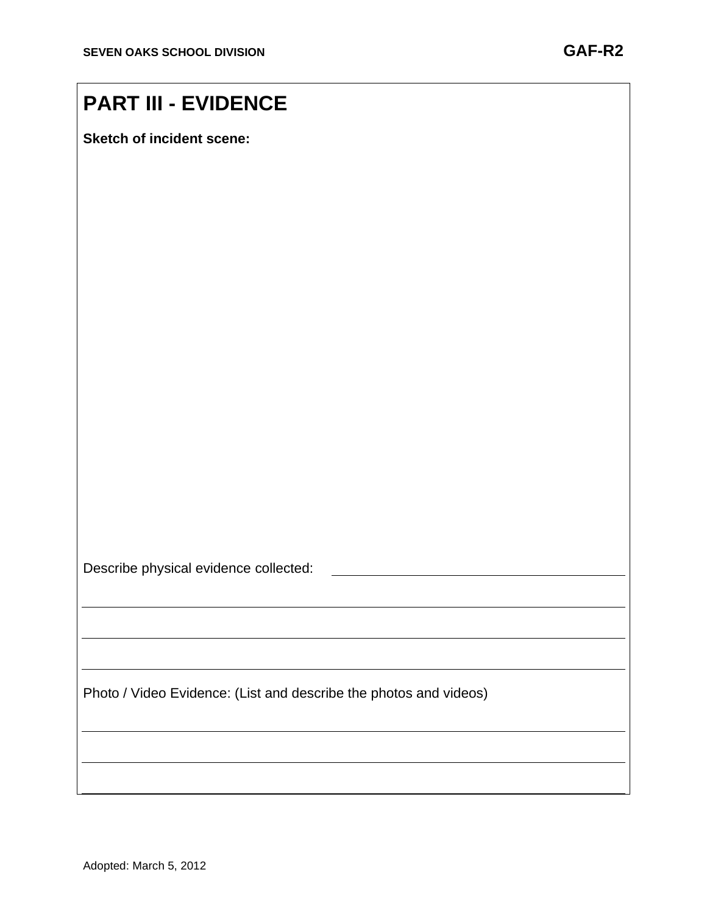## PART III - EVIDENCE

**Sketch of incident scene:**

Describe physical evidence collected: \_\_\_\_\_\_\_\_\_\_\_\_\_\_\_\_\_\_\_\_\_\_\_\_\_\_\_\_\_\_\_\_\_\_\_\_\_\_\_\_\_\_

\_\_\_\_\_\_\_\_\_\_\_\_\_\_\_\_\_\_\_\_\_\_\_\_\_\_\_\_\_\_\_\_\_\_\_\_\_\_\_\_\_\_\_\_\_\_\_\_\_\_\_\_\_\_\_\_\_\_\_\_\_\_\_\_\_\_\_\_\_\_\_\_\_\_\_\_\_\_

\_\_\_\_\_\_\_\_\_\_\_\_\_\_\_\_\_\_\_\_\_\_\_\_\_\_\_\_\_\_\_\_\_\_\_\_\_\_\_\_\_\_\_\_\_\_\_\_\_\_\_\_\_\_\_\_\_\_\_\_\_\_\_\_\_\_\_\_\_\_\_\_\_\_\_\_\_\_

\_\_\_\_\_\_\_\_\_\_\_\_\_\_\_\_\_\_\_\_\_\_\_\_\_\_\_\_\_\_\_\_\_\_\_\_\_\_\_\_\_\_\_\_\_\_\_\_\_\_\_\_\_\_\_\_\_\_\_\_\_\_\_\_\_\_\_\_\_\_\_\_\_\_\_\_\_\_

Photo / Video Evidence: (List and describe the photos and videos)

\_\_\_\_\_\_\_\_\_\_\_\_\_\_\_\_\_\_\_\_\_\_\_\_\_\_\_\_\_\_\_\_\_\_\_\_\_\_\_\_\_\_\_\_\_\_\_\_\_\_\_\_\_\_\_\_\_\_\_\_\_\_\_\_\_\_\_\_\_\_\_\_\_\_\_\_\_\_

\_\_\_\_\_\_\_\_\_\_\_\_\_\_\_\_\_\_\_\_\_\_\_\_\_\_\_\_\_\_\_\_\_\_\_\_\_\_\_\_\_\_\_\_\_\_\_\_\_\_\_\_\_\_\_\_\_\_\_\_\_\_\_\_\_\_\_\_\_\_\_\_\_\_\_\_\_\_

\_\_\_\_\_\_\_\_\_\_\_\_\_\_\_\_\_\_\_\_\_\_\_\_\_\_\_\_\_\_\_\_\_\_\_\_\_\_\_\_\_\_\_\_\_\_\_\_\_\_\_\_\_\_\_\_\_\_\_\_\_\_\_\_\_\_\_\_\_\_\_\_\_\_\_\_\_\_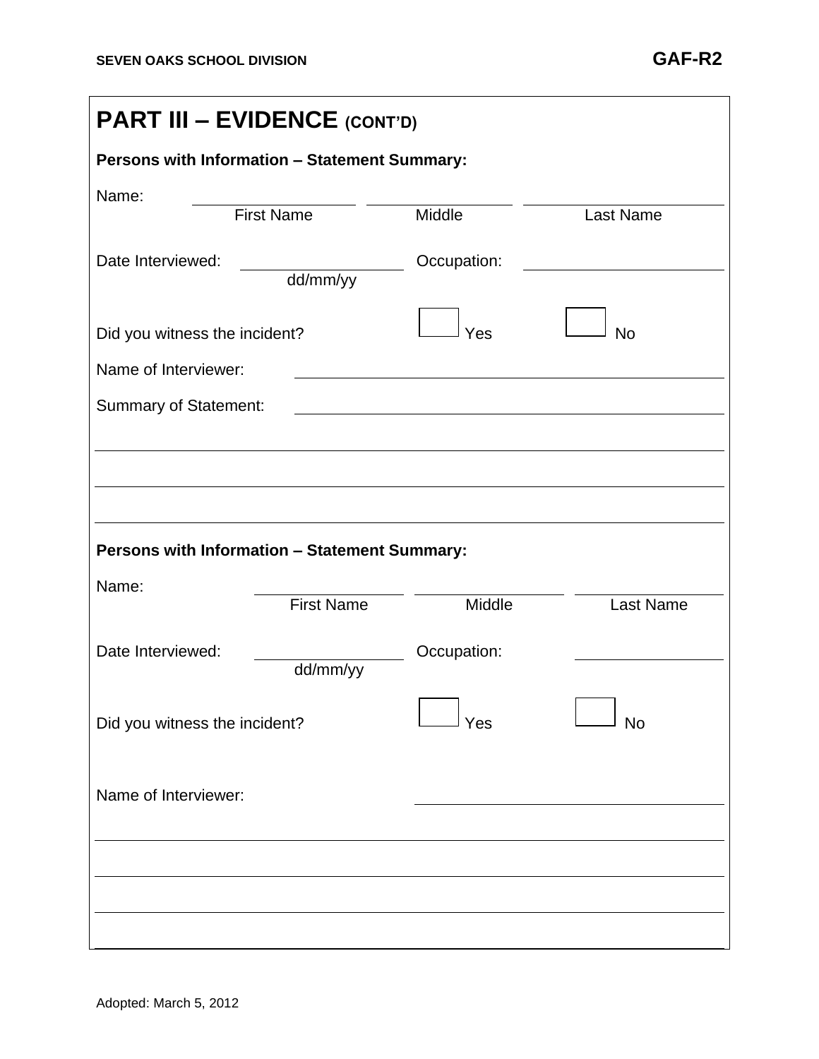# PART III – EVIDENCE (CONT'D)

**Persons with Information – Statement Summary:**

Name: \_\_\_\_\_\_\_\_\_\_\_\_\_\_\_\_\_\_ \_\_\_\_\_\_\_\_\_\_\_\_\_\_\_\_\_\_ \_\_\_\_\_\_\_\_\_\_\_\_\_\_\_\_\_\_
First Name Middle Last Name

Date Interviewed: \_\_\_\_\_\_\_\_\_\_\_\_\_\_\_\_\_\_ (dd/mm/yy) Occupation: \_\_\_\_\_\_\_\_\_\_\_\_\_\_\_\_\_\_

Did you witness the incident? ☐ Yes ☐ No

Name of Interviewer: \_\_\_\_\_\_\_\_\_\_\_\_\_\_\_\_\_\_\_\_\_\_\_\_\_\_\_\_\_\_\_\_\_\_\_\_

Summary of Statement: \_\_\_\_\_\_\_\_\_\_\_\_\_\_\_\_\_\_\_\_\_\_\_\_\_\_\_\_\_\_\_\_\_\_\_\_

\_\_\_\_\_\_\_\_\_\_\_\_\_\_\_\_\_\_\_\_\_\_\_\_\_\_\_\_\_\_\_\_\_\_\_\_\_\_\_\_\_\_\_\_\_\_\_\_\_\_\_\_\_\_\_\_\_\_

\_\_\_\_\_\_\_\_\_\_\_\_\_\_\_\_\_\_\_\_\_\_\_\_\_\_\_\_\_\_\_\_\_\_\_\_\_\_\_\_\_\_\_\_\_\_\_\_\_\_\_\_\_\_\_\_\_\_

\_\_\_\_\_\_\_\_\_\_\_\_\_\_\_\_\_\_\_\_\_\_\_\_\_\_\_\_\_\_\_\_\_\_\_\_\_\_\_\_\_\_\_\_\_\_\_\_\_\_\_\_\_\_\_\_\_\_

**Persons with Information – Statement Summary:**

Name: \_\_\_\_\_\_\_\_\_\_\_\_\_\_\_\_\_\_ \_\_\_\_\_\_\_\_\_\_\_\_\_\_\_\_\_\_ \_\_\_\_\_\_\_\_\_\_\_\_\_\_\_\_\_\_
First Name Middle Last Name

Date Interviewed: \_\_\_\_\_\_\_\_\_\_\_\_\_\_\_\_\_\_ (dd/mm/yy) Occupation: \_\_\_\_\_\_\_\_\_\_\_\_\_\_\_\_\_\_

Did you witness the incident? ☐ Yes ☐ No

Name of Interviewer: \_\_\_\_\_\_\_\_\_\_\_\_\_\_\_\_\_\_\_\_\_\_\_\_\_\_\_\_\_\_\_\_\_\_\_\_

\_\_\_\_\_\_\_\_\_\_\_\_\_\_\_\_\_\_\_\_\_\_\_\_\_\_\_\_\_\_\_\_\_\_\_\_\_\_\_\_\_\_\_\_\_\_\_\_\_\_\_\_\_\_\_\_\_\_

\_\_\_\_\_\_\_\_\_\_\_\_\_\_\_\_\_\_\_\_\_\_\_\_\_\_\_\_\_\_\_\_\_\_\_\_\_\_\_\_\_\_\_\_\_\_\_\_\_\_\_\_\_\_\_\_\_\_

\_\_\_\_\_\_\_\_\_\_\_\_\_\_\_\_\_\_\_\_\_\_\_\_\_\_\_\_\_\_\_\_\_\_\_\_\_\_\_\_\_\_\_\_\_\_\_\_\_\_\_\_\_\_\_\_\_\_

\_\_\_\_\_\_\_\_\_\_\_\_\_\_\_\_\_\_\_\_\_\_\_\_\_\_\_\_\_\_\_\_\_\_\_\_\_\_\_\_\_\_\_\_\_\_\_\_\_\_\_\_\_\_\_\_\_\_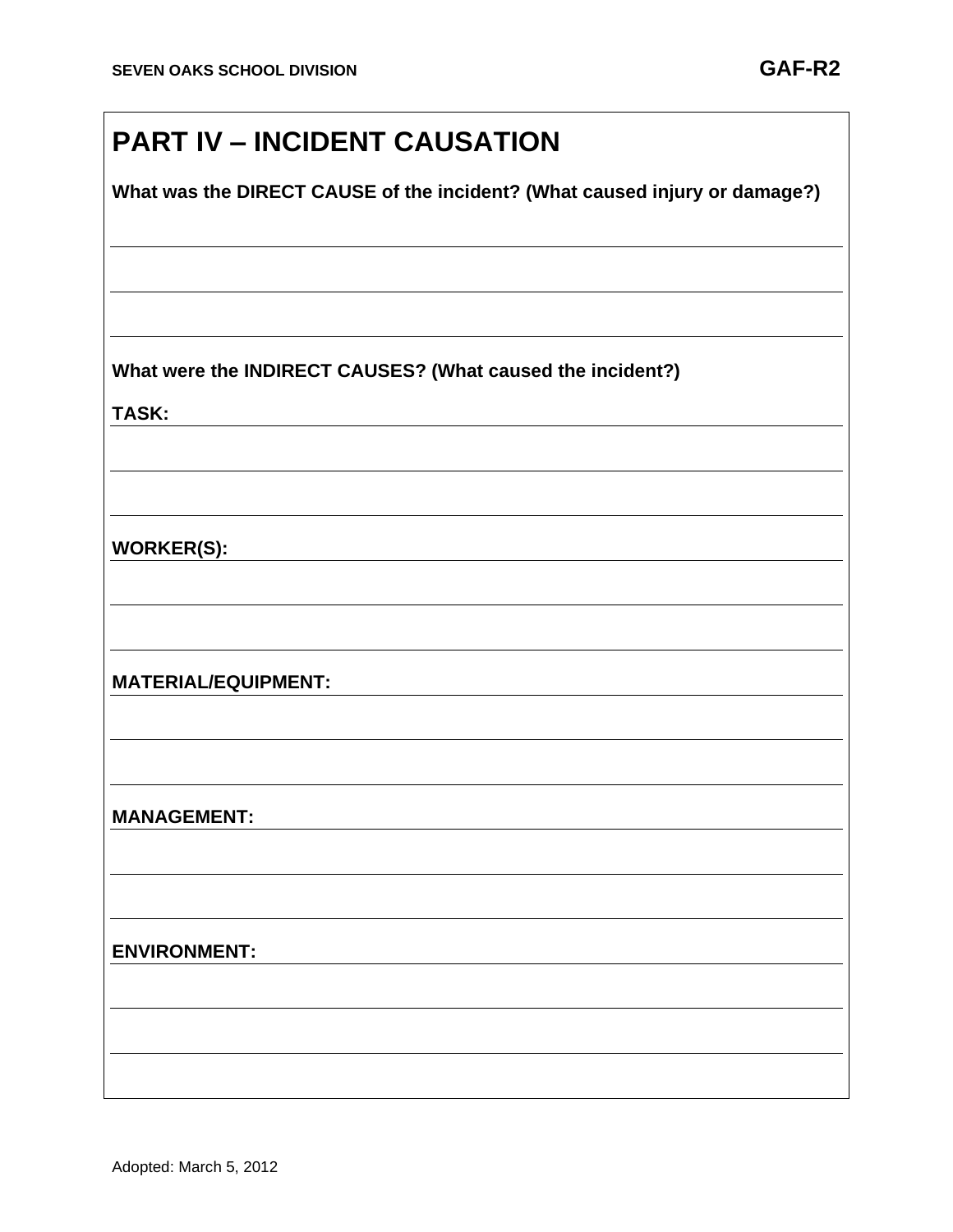## PART IV – INCIDENT CAUSATION

**What was the DIRECT CAUSE of the incident? (What caused injury or damage?)**

**What were the INDIRECT CAUSES? (What caused the incident?)**

**TASK:**

**WORKER(S):**

**MATERIAL/EQUIPMENT:**

**MANAGEMENT:**

**ENVIRONMENT:**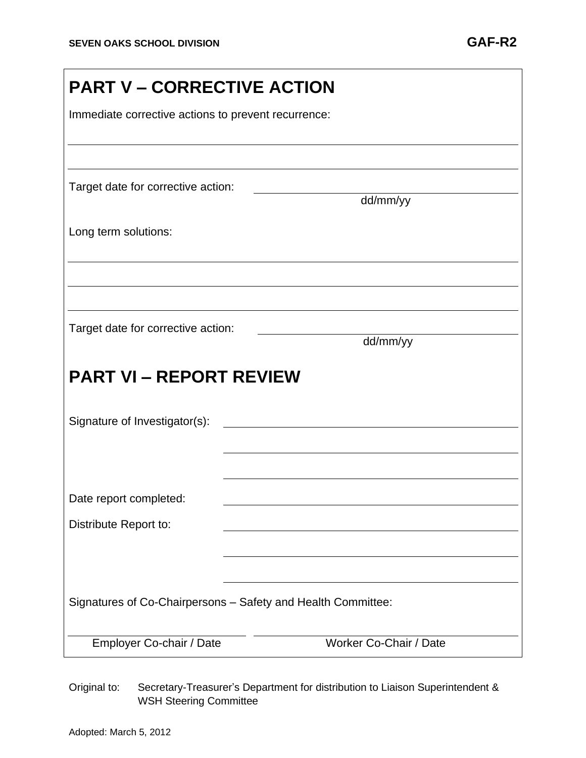## PART V – CORRECTIVE ACTION

Immediate corrective actions to prevent recurrence:

\_\_\_\_\_\_\_\_\_\_\_\_\_\_\_\_\_\_\_\_\_\_\_\_\_\_\_\_\_\_\_\_\_\_\_\_\_\_\_\_\_\_\_\_\_\_\_\_\_\_\_\_\_\_\_\_\_\_\_\_\_\_\_\_

\_\_\_\_\_\_\_\_\_\_\_\_\_\_\_\_\_\_\_\_\_\_\_\_\_\_\_\_\_\_\_\_\_\_\_\_\_\_\_\_\_\_\_\_\_\_\_\_\_\_\_\_\_\_\_\_\_\_\_\_\_\_\_\_

Target date for corrective action: \_\_\_\_\_\_\_\_\_\_\_\_\_\_\_\_\_\_\_\_\_\_\_\_\_\_\_\_
dd/mm/yy

Long term solutions:

\_\_\_\_\_\_\_\_\_\_\_\_\_\_\_\_\_\_\_\_\_\_\_\_\_\_\_\_\_\_\_\_\_\_\_\_\_\_\_\_\_\_\_\_\_\_\_\_\_\_\_\_\_\_\_\_\_\_\_\_\_\_\_\_

\_\_\_\_\_\_\_\_\_\_\_\_\_\_\_\_\_\_\_\_\_\_\_\_\_\_\_\_\_\_\_\_\_\_\_\_\_\_\_\_\_\_\_\_\_\_\_\_\_\_\_\_\_\_\_\_\_\_\_\_\_\_\_\_

\_\_\_\_\_\_\_\_\_\_\_\_\_\_\_\_\_\_\_\_\_\_\_\_\_\_\_\_\_\_\_\_\_\_\_\_\_\_\_\_\_\_\_\_\_\_\_\_\_\_\_\_\_\_\_\_\_\_\_\_\_\_\_\_

Target date for corrective action: \_\_\_\_\_\_\_\_\_\_\_\_\_\_\_\_\_\_\_\_\_\_\_\_\_\_\_\_
dd/mm/yy

## PART VI – REPORT REVIEW

Signature of Investigator(s): \_\_\_\_\_\_\_\_\_\_\_\_\_\_\_\_\_\_\_\_\_\_\_\_\_\_\_\_

\_\_\_\_\_\_\_\_\_\_\_\_\_\_\_\_\_\_\_\_\_\_\_\_\_\_\_\_

\_\_\_\_\_\_\_\_\_\_\_\_\_\_\_\_\_\_\_\_\_\_\_\_\_\_\_\_

Date report completed: \_\_\_\_\_\_\_\_\_\_\_\_\_\_\_\_\_\_\_\_\_\_\_\_\_\_\_\_

Distribute Report to: \_\_\_\_\_\_\_\_\_\_\_\_\_\_\_\_\_\_\_\_\_\_\_\_\_\_\_\_

\_\_\_\_\_\_\_\_\_\_\_\_\_\_\_\_\_\_\_\_\_\_\_\_\_\_\_\_

\_\_\_\_\_\_\_\_\_\_\_\_\_\_\_\_\_\_\_\_\_\_\_\_\_\_\_\_

Signatures of Co-Chairpersons – Safety and Health Committee:

\_\_\_\_\_\_\_\_\_\_\_\_\_\_\_\_\_\_\_\_\_\_\_\_ \_\_\_\_\_\_\_\_\_\_\_\_\_\_\_\_\_\_\_\_\_\_\_\_
Employer Co-chair / Date Worker Co-Chair / Date

Original to: Secretary-Treasurer’s Department for distribution to Liaison Superintendent & WSH Steering Committee

Adopted: March 5, 2012